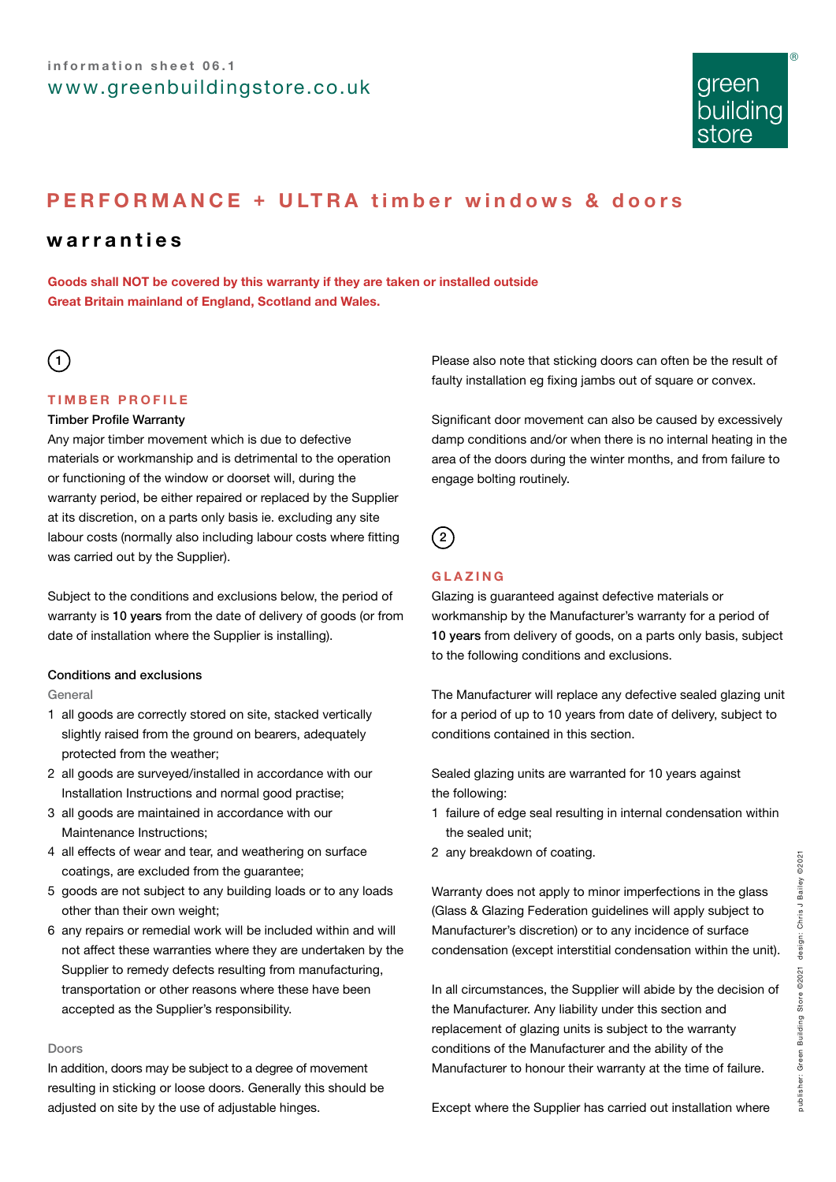information sheet 06.1

www.greenbuildingstore.co.uk

# PERFORMANCE + ULTRA timber windows & doors

## warranties

**Goods shall NOT be covered by this warranty if they are taken or installed outside Great Britain mainland of England, Scotland and Wales.**

### 1

### TIMBER PROFILE

Timber Profile Warranty

Any major timber movement which is due to defective materials or workmanship and is detrimental to the operation or functioning of the window or doorset will, during the warranty period, be either repaired or replaced by the Supplier at its discretion, on a parts only basis ie. excluding any site labour costs (normally also including labour costs where fitting was carried out by the Supplier).

Subject to the conditions and exclusions below, the period of warranty is **10 years** from the date of delivery of goods (or from date of installation where the Supplier is installing).

Conditions and exclusions

General

1. all goods are correctly stored on site, stacked vertically slightly raised from the ground on bearers, adequately protected from the weather;
2. all goods are surveyed/installed in accordance with our Installation Instructions and normal good practise;
3. all goods are maintained in accordance with our Maintenance Instructions;
4. all effects of wear and tear, and weathering on surface coatings, are excluded from the guarantee;
5. goods are not subject to any building loads or to any loads other than their own weight;
6. any repairs or remedial work will be included within and will not affect these warranties where they are undertaken by the Supplier to remedy defects resulting from manufacturing, transportation or other reasons where these have been accepted as the Supplier's responsibility.

Doors

In addition, doors may be subject to a degree of movement resulting in sticking or loose doors. Generally this should be adjusted on site by the use of adjustable hinges.

Please also note that sticking doors can often be the result of faulty installation eg fixing jambs out of square or convex.

Significant door movement can also be caused by excessively damp conditions and/or when there is no internal heating in the area of the doors during the winter months, and from failure to engage bolting routinely.

### 2

### GLAZING

Glazing is guaranteed against defective materials or workmanship by the Manufacturer's warranty for a period of **10 years** from delivery of goods, on a parts only basis, subject to the following conditions and exclusions.

The Manufacturer will replace any defective sealed glazing unit for a period of up to 10 years from date of delivery, subject to conditions contained in this section.

Sealed glazing units are warranted for 10 years against the following:

1. failure of edge seal resulting in internal condensation within the sealed unit;
2. any breakdown of coating.

Warranty does not apply to minor imperfections in the glass (Glass & Glazing Federation guidelines will apply subject to Manufacturer's discretion) or to any incidence of surface condensation (except interstitial condensation within the unit).

In all circumstances, the Supplier will abide by the decision of the Manufacturer. Any liability under this section and replacement of glazing units is subject to the warranty conditions of the Manufacturer and the ability of the Manufacturer to honour their warranty at the time of failure.

Except where the Supplier has carried out installation where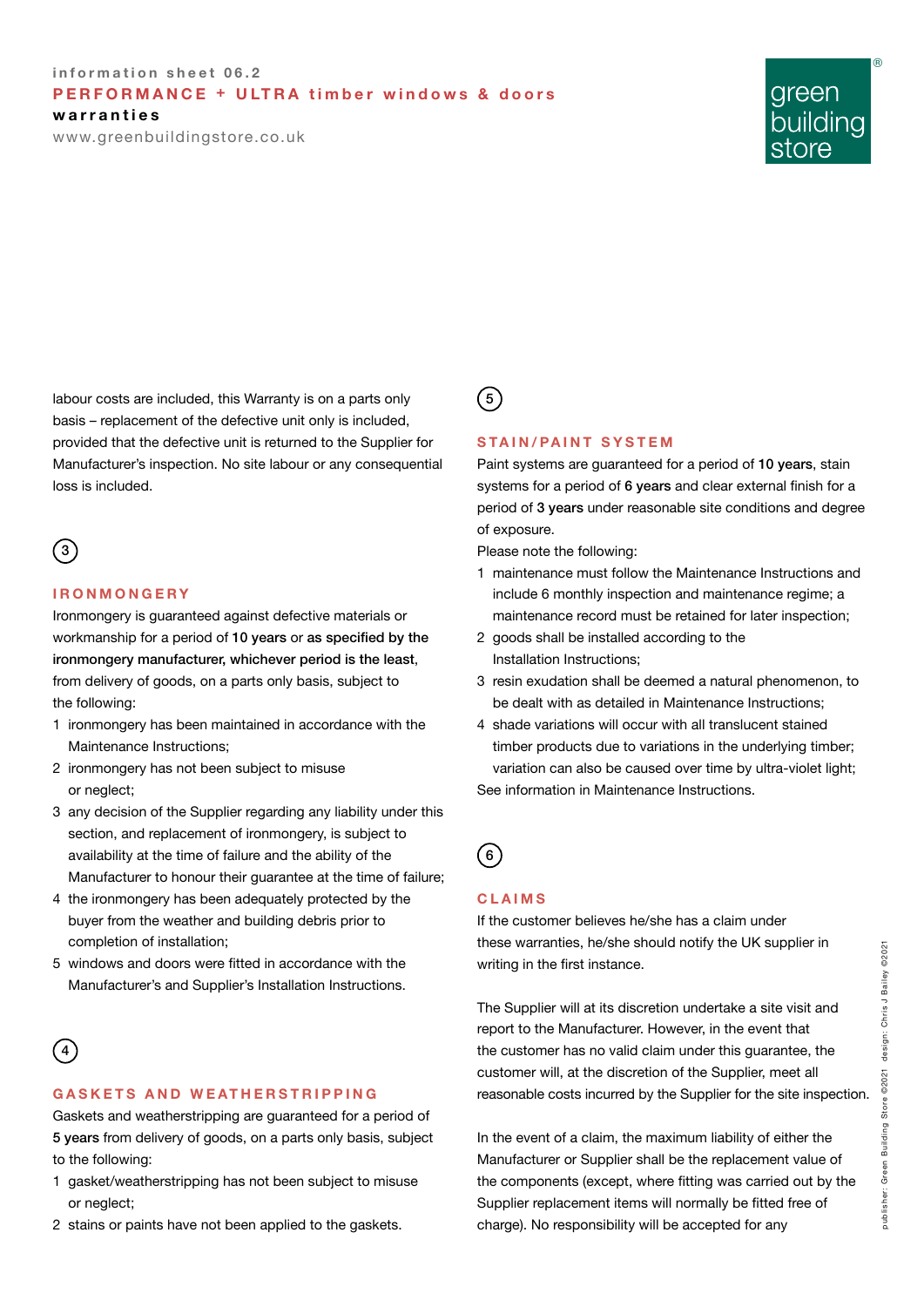labour costs are included, this Warranty is on a parts only basis – replacement of the defective unit only is included, provided that the defective unit is returned to the Supplier for Manufacturer's inspection. No site labour or any consequential loss is included.

## 3 IRONMONGERY

Ironmongery is guaranteed against defective materials or workmanship for a period of **10 years** or **as specified by the ironmongery manufacturer, whichever period is the least**, from delivery of goods, on a parts only basis, subject to the following:

1. ironmongery has been maintained in accordance with the Maintenance Instructions;
2. ironmongery has not been subject to misuse or neglect;
3. any decision of the Supplier regarding any liability under this section, and replacement of ironmongery, is subject to availability at the time of failure and the ability of the Manufacturer to honour their guarantee at the time of failure;
4. the ironmongery has been adequately protected by the buyer from the weather and building debris prior to completion of installation;
5. windows and doors were fitted in accordance with the Manufacturer's and Supplier's Installation Instructions.

## 4 GASKETS AND WEATHERSTRIPPING

Gaskets and weatherstripping are guaranteed for a period of **5 years** from delivery of goods, on a parts only basis, subject to the following:

1. gasket/weatherstripping has not been subject to misuse or neglect;
2. stains or paints have not been applied to the gaskets.

## 5 STAIN/PAINT SYSTEM

Paint systems are guaranteed for a period of **10 years**, stain systems for a period of **6 years** and clear external finish for a period of **3 years** under reasonable site conditions and degree of exposure.

Please note the following:

1. maintenance must follow the Maintenance Instructions and include 6 monthly inspection and maintenance regime; a maintenance record must be retained for later inspection;
2. goods shall be installed according to the Installation Instructions;
3. resin exudation shall be deemed a natural phenomenon, to be dealt with as detailed in Maintenance Instructions;
4. shade variations will occur with all translucent stained timber products due to variations in the underlying timber; variation can also be caused over time by ultra-violet light;

See information in Maintenance Instructions.

## 6 CLAIMS

If the customer believes he/she has a claim under these warranties, he/she should notify the UK supplier in writing in the first instance.

The Supplier will at its discretion undertake a site visit and report to the Manufacturer. However, in the event that the customer has no valid claim under this guarantee, the customer will, at the discretion of the Supplier, meet all reasonable costs incurred by the Supplier for the site inspection.

In the event of a claim, the maximum liability of either the Manufacturer or Supplier shall be the replacement value of the components (except, where fitting was carried out by the Supplier replacement items will normally be fitted free of charge). No responsibility will be accepted for any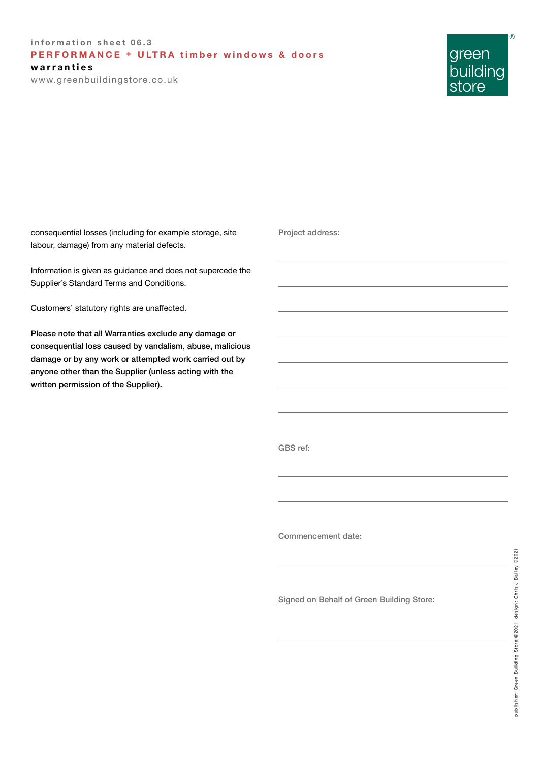consequential losses (including for example storage, site labour, damage) from any material defects.

Information is given as guidance and does not supercede the Supplier's Standard Terms and Conditions.

Customers' statutory rights are unaffected.

**Please note that all Warranties exclude any damage or consequential loss caused by vandalism, abuse, malicious damage or by any work or attempted work carried out by anyone other than the Supplier (unless acting with the written permission of the Supplier).**

Project address:

\_\_\_\_\_\_\_\_\_\_\_\_\_\_\_\_\_\_\_\_\_\_\_\_\_\_\_\_\_\_\_\_\_\_\_\_\_\_\_\_

\_\_\_\_\_\_\_\_\_\_\_\_\_\_\_\_\_\_\_\_\_\_\_\_\_\_\_\_\_\_\_\_\_\_\_\_\_\_\_\_

\_\_\_\_\_\_\_\_\_\_\_\_\_\_\_\_\_\_\_\_\_\_\_\_\_\_\_\_\_\_\_\_\_\_\_\_\_\_\_\_

\_\_\_\_\_\_\_\_\_\_\_\_\_\_\_\_\_\_\_\_\_\_\_\_\_\_\_\_\_\_\_\_\_\_\_\_\_\_\_\_

\_\_\_\_\_\_\_\_\_\_\_\_\_\_\_\_\_\_\_\_\_\_\_\_\_\_\_\_\_\_\_\_\_\_\_\_\_\_\_\_

\_\_\_\_\_\_\_\_\_\_\_\_\_\_\_\_\_\_\_\_\_\_\_\_\_\_\_\_\_\_\_\_\_\_\_\_\_\_\_\_

\_\_\_\_\_\_\_\_\_\_\_\_\_\_\_\_\_\_\_\_\_\_\_\_\_\_\_\_\_\_\_\_\_\_\_\_\_\_\_\_

GBS ref:

\_\_\_\_\_\_\_\_\_\_\_\_\_\_\_\_\_\_\_\_\_\_\_\_\_\_\_\_\_\_\_\_\_\_\_\_\_\_\_\_

\_\_\_\_\_\_\_\_\_\_\_\_\_\_\_\_\_\_\_\_\_\_\_\_\_\_\_\_\_\_\_\_\_\_\_\_\_\_\_\_

Commencement date:

\_\_\_\_\_\_\_\_\_\_\_\_\_\_\_\_\_\_\_\_\_\_\_\_\_\_\_\_\_\_\_\_\_\_\_\_\_\_\_\_

Signed on Behalf of Green Building Store:

\_\_\_\_\_\_\_\_\_\_\_\_\_\_\_\_\_\_\_\_\_\_\_\_\_\_\_\_\_\_\_\_\_\_\_\_\_\_\_\_

publisher: Green Building Store ©2021 design: Chris J Bailey ©2021